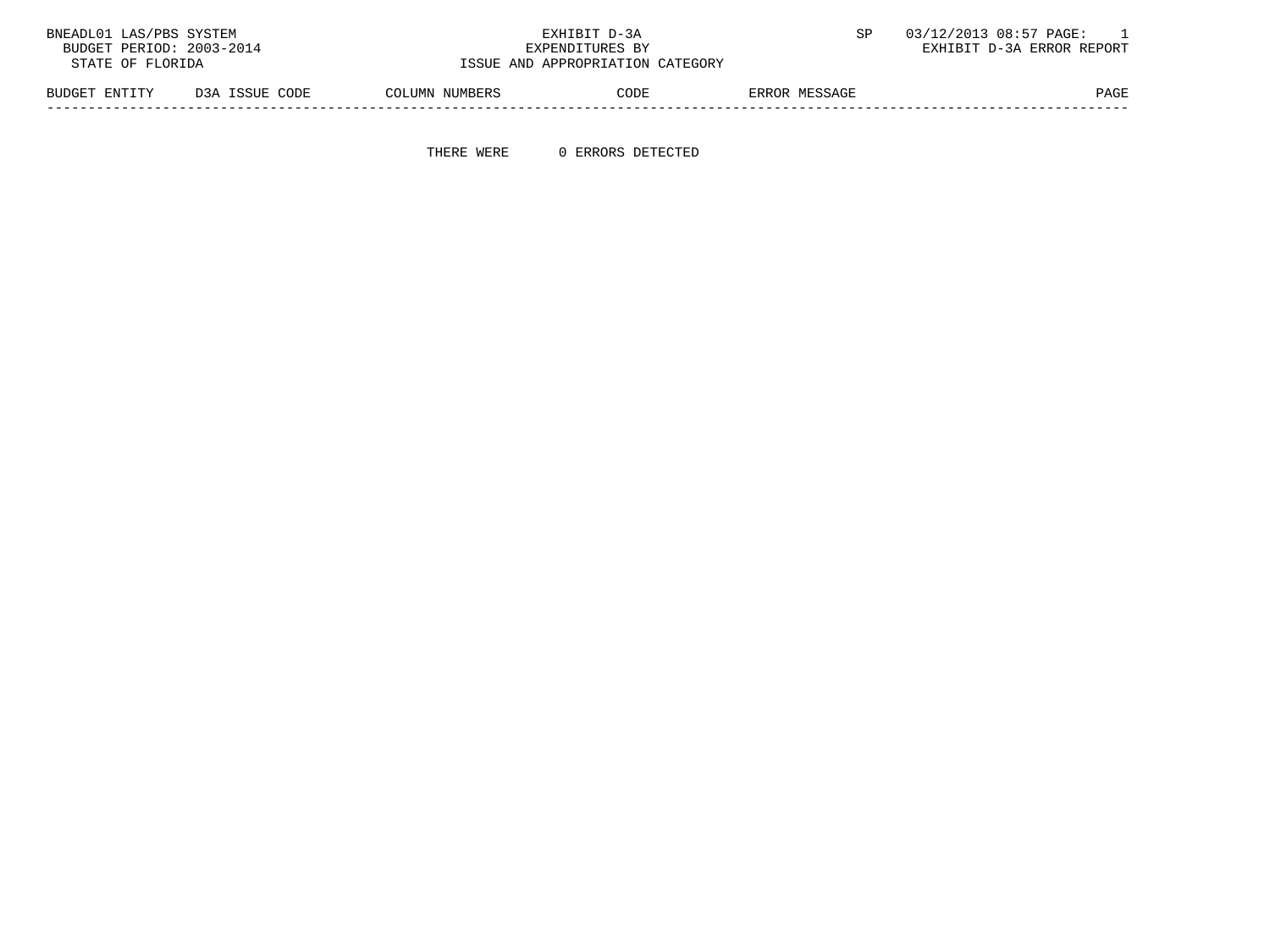BNEADL01 LAS/PBS SYSTEM
BUDGET PERIOD: 2003-2014
STATE OF FLORIDA

EXHIBIT D-3A
EXPENDITURES BY
ISSUE AND APPROPRIATION CATEGORY

SP 03/12/2013 08:57 PAGE: 1
EXHIBIT D-3A ERROR REPORT

| BUDGET ENTITY | D3A ISSUE CODE | COLUMN NUMBERS | CODE | ERROR MESSAGE | PAGE |
|---|---|---|---|---|---|

THERE WERE 0 ERRORS DETECTED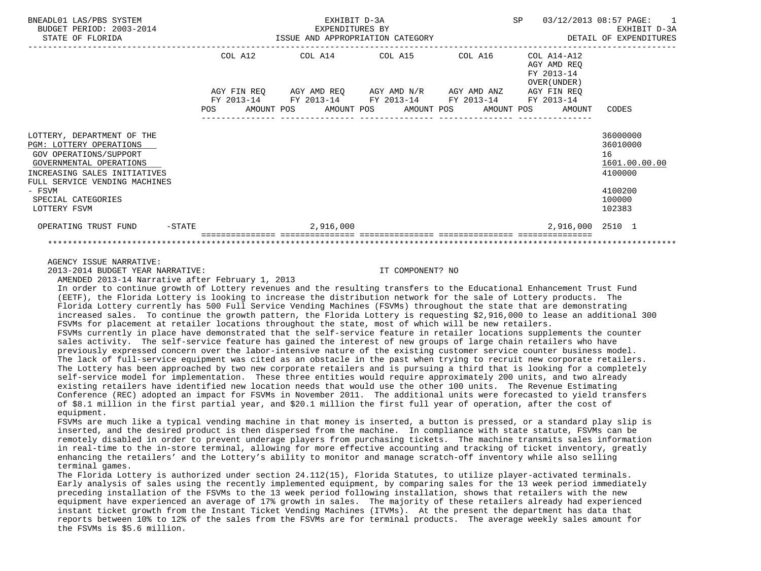BNEADL01 LAS/PBS SYSTEM — EXHIBIT D-3A — EXPENDITURES BY ISSUE AND APPROPRIATION CATEGORY — SP 03/12/2013 08:57 PAGE: 1
BUDGET PERIOD: 2003-2014 — EXHIBIT D-3A
STATE OF FLORIDA — DETAIL OF EXPENDITURES

| | COL A12 AGY FIN REQ FY 2013-14 POS AMOUNT | COL A14 AGY AMD REQ FY 2013-14 POS AMOUNT | COL A15 AGY AMD N/R FY 2013-14 POS AMOUNT | COL A16 AGY AMD ANZ FY 2013-14 POS AMOUNT | COL A14-A12 AGY AMD REQ FY 2013-14 OVER(UNDER) AGY FIN REQ FY 2013-14 POS AMOUNT | CODES |
|---|---|---|---|---|---|---|
| LOTTERY, DEPARTMENT OF THE | | | | | | 36000000 |
| PGM: LOTTERY OPERATIONS | | | | | | 36010000 |
| GOV OPERATIONS/SUPPORT | | | | | | 16 |
| GOVERNMENTAL OPERATIONS | | | | | | 1601.00.00.00 |
| INCREASING SALES INITIATIVES | | | | | | 4100000 |
| FULL SERVICE VENDING MACHINES - FSVM | | | | | | 4100200 |
| SPECIAL CATEGORIES | | | | | | 100000 |
| LOTTERY FSVM | | | | | | 102383 |
| OPERATING TRUST FUND -STATE | | 2,916,000 | | | 2,916,000 | 2510 1 |

AGENCY ISSUE NARRATIVE:
2013-2014 BUDGET YEAR NARRATIVE: IT COMPONENT? NO
AMENDED 2013-14 Narrative after February 1, 2013

In order to continue growth of Lottery revenues and the resulting transfers to the Educational Enhancement Trust Fund (EETF), the Florida Lottery is looking to increase the distribution network for the sale of Lottery products. The Florida Lottery currently has 500 Full Service Vending Machines (FSVMs) throughout the state that are demonstrating increased sales. To continue the growth pattern, the Florida Lottery is requesting $2,916,000 to lease an additional 300 FSVMs for placement at retailer locations throughout the state, most of which will be new retailers.

FSVMs currently in place have demonstrated that the self-service feature in retailer locations supplements the counter sales activity. The self-service feature has gained the interest of new groups of large chain retailers who have previously expressed concern over the labor-intensive nature of the existing customer service counter business model. The lack of full-service equipment was cited as an obstacle in the past when trying to recruit new corporate retailers. The Lottery has been approached by two new corporate retailers and is pursuing a third that is looking for a completely self-service model for implementation. These three entities would require approximately 200 units, and two already existing retailers have identified new location needs that would use the other 100 units. The Revenue Estimating Conference (REC) adopted an impact for FSVMs in November 2011. The additional units were forecasted to yield transfers of $8.1 million in the first partial year, and $20.1 million the first full year of operation, after the cost of equipment.

FSVMs are much like a typical vending machine in that money is inserted, a button is pressed, or a standard play slip is inserted, and the desired product is then dispersed from the machine. In compliance with state statute, FSVMs can be remotely disabled in order to prevent underage players from purchasing tickets. The machine transmits sales information in real-time to the in-store terminal, allowing for more effective accounting and tracking of ticket inventory, greatly enhancing the retailers' and the Lottery's ability to monitor and manage scratch-off inventory while also selling terminal games.

The Florida Lottery is authorized under section 24.112(15), Florida Statutes, to utilize player-activated terminals. Early analysis of sales using the recently implemented equipment, by comparing sales for the 13 week period immediately preceding installation of the FSVMs to the 13 week period following installation, shows that retailers with the new equipment have experienced an average of 17% growth in sales. The majority of these retailers already had experienced instant ticket growth from the Instant Ticket Vending Machines (ITVMs). At the present the department has data that reports between 10% to 12% of the sales from the FSVMs are for terminal products. The average weekly sales amount for the FSVMs is $5.6 million.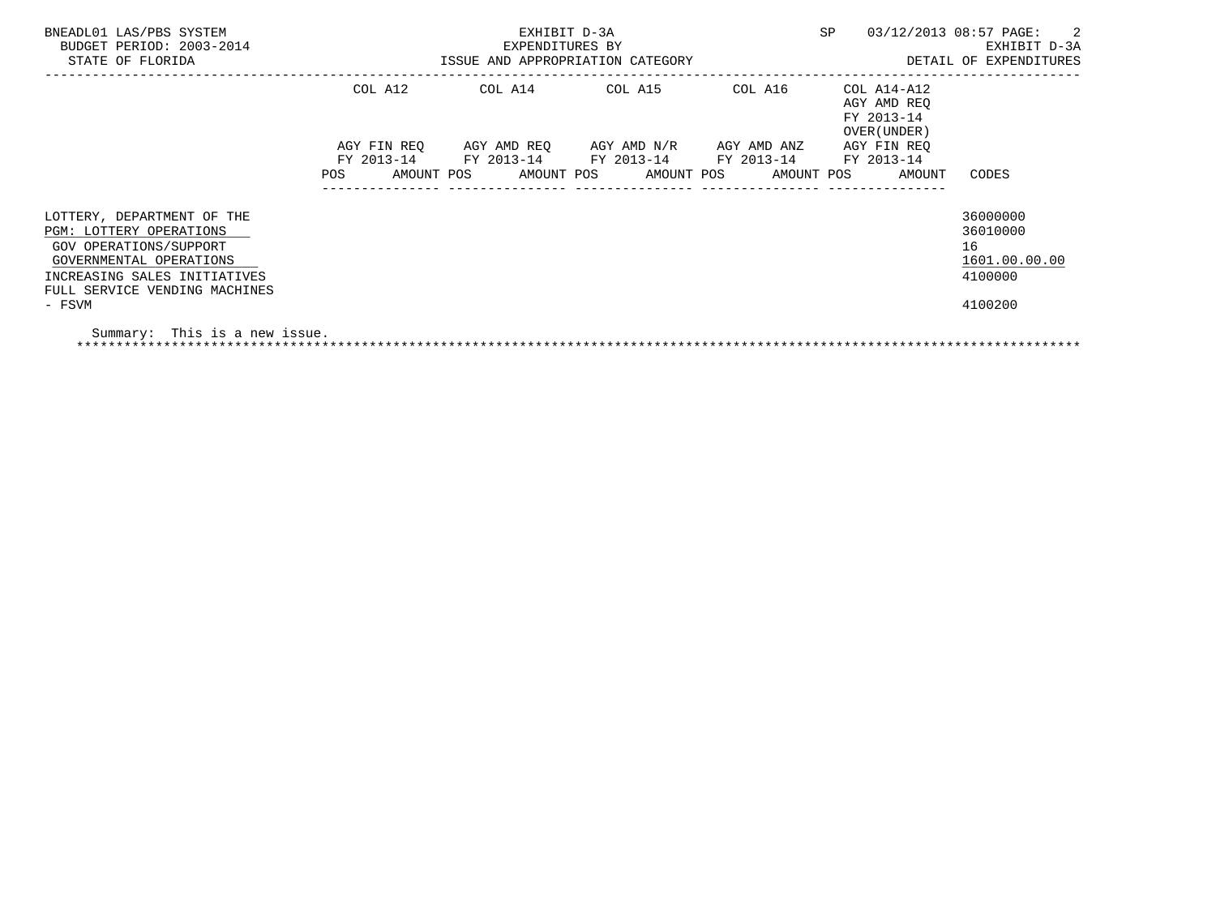BNEADL01 LAS/PBS SYSTEM
BUDGET PERIOD: 2003-2014
STATE OF FLORIDA

EXHIBIT D-3A
EXPENDITURES BY
ISSUE AND APPROPRIATION CATEGORY

SP 03/12/2013 08:57
EXHIBIT D-3A
DETAIL OF EXPENDITURES

| | COL A12 | | COL A14 | | COL A15 | | COL A16 | | COL A14-A12 AGY AMD REQ FY 2013-14 OVER(UNDER) | | |
|---|---|---|---|---|---|---|---|---|---|---|---|
| | AGY FIN REQ FY 2013-14 | | AGY AMD REQ FY 2013-14 | | AGY AMD N/R FY 2013-14 | | AGY AMD ANZ FY 2013-14 | | AGY FIN REQ FY 2013-14 | | |
| | POS | AMOUNT | POS | AMOUNT | POS | AMOUNT | POS | AMOUNT | POS | AMOUNT | CODES |
| LOTTERY, DEPARTMENT OF THE | | | | | | | | | | | 36000000 |
| PGM: LOTTERY OPERATIONS | | | | | | | | | | | 36010000 |
| GOV OPERATIONS/SUPPORT | | | | | | | | | | | 16 |
| GOVERNMENTAL OPERATIONS | | | | | | | | | | | 1601.00.00.00 |
| INCREASING SALES INITIATIVES | | | | | | | | | | | 4100000 |
| FULL SERVICE VENDING MACHINES - FSVM | | | | | | | | | | | 4100200 |

Summary: This is a new issue.

*******************************************************************************************************************************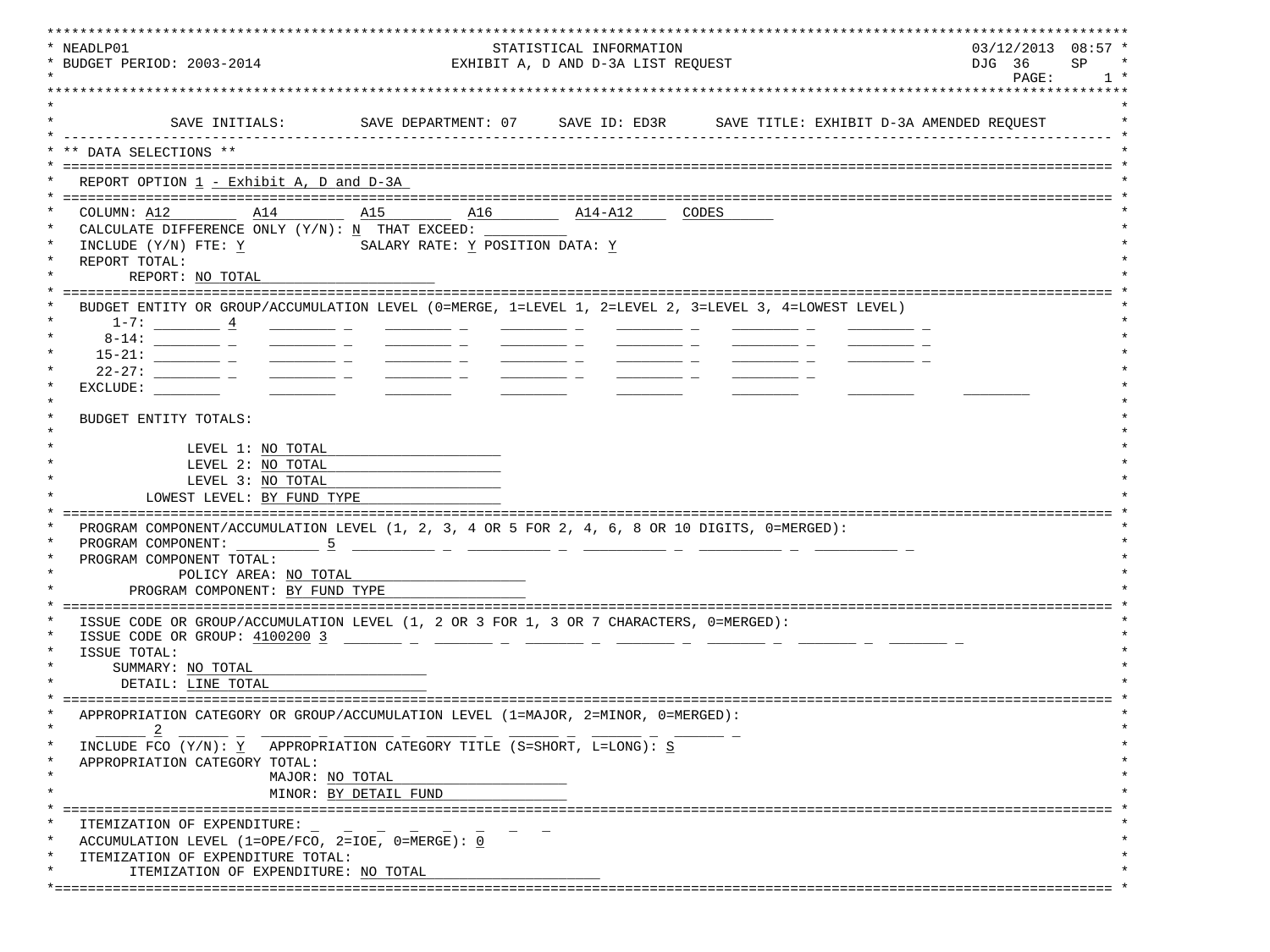```
NEADLP01                                   STATISTICAL INFORMATION                                  03/12/2013  08:57
BUDGET PERIOD: 2003-2014                 EXHIBIT A, D AND D-3A LIST REQUEST                          DJG 36     SP
                                                                                                     PAGE:       1

SAVE INITIALS:         SAVE DEPARTMENT: 07     SAVE ID: ED3R      SAVE TITLE: EXHIBIT D-3A AMENDED REQUEST
-------------------------------------------------------------------------------------------------------------------
** DATA SELECTIONS **
===================================================================================================================
REPORT OPTION 1 - Exhibit A, D and D-3A
===================================================================================================================
COLUMN: A12        A14        A15        A16        A14-A12     CODES
CALCULATE DIFFERENCE ONLY (Y/N): N  THAT EXCEED: __________
INCLUDE (Y/N) FTE: Y             SALARY RATE: Y POSITION DATA: Y
REPORT TOTAL:
     REPORT: NO TOTAL
===================================================================================================================
BUDGET ENTITY OR GROUP/ACCUMULATION LEVEL (0=MERGE, 1=LEVEL 1, 2=LEVEL 2, 3=LEVEL 3, 4=LOWEST LEVEL)
    1-7: ________ 4   ________ _   ________ _   ________ _   ________ _   ________ _   ________ _
   8-14: ________ _   ________ _   ________ _   ________ _   ________ _   ________ _   ________ _
  15-21: ________ _   ________ _   ________ _   ________ _   ________ _   ________ _   ________ _
  22-27: ________ _   ________ _   ________ _   ________ _   ________ _   ________ _
EXCLUDE: ________     ________     ________     ________     ________     ________     ________     ________

BUDGET ENTITY TOTALS:

           LEVEL 1: NO TOTAL
           LEVEL 2: NO TOTAL
           LEVEL 3: NO TOTAL
      LOWEST LEVEL: BY FUND TYPE
===================================================================================================================
PROGRAM COMPONENT/ACCUMULATION LEVEL (1, 2, 3, 4 OR 5 FOR 2, 4, 6, 8 OR 10 DIGITS, 0=MERGED):
PROGRAM COMPONENT: __________ 5  __________ _  __________ _  __________ _  __________ _  __________ _
PROGRAM COMPONENT TOTAL:
          POLICY AREA: NO TOTAL
    PROGRAM COMPONENT: BY FUND TYPE
===================================================================================================================
ISSUE CODE OR GROUP/ACCUMULATION LEVEL (1, 2 OR 3 FOR 1, 3 OR 7 CHARACTERS, 0=MERGED):
ISSUE CODE OR GROUP: 4100200 3  _______ _  _______ _  _______ _  _______ _  _______ _  _______ _  _______ _
ISSUE TOTAL:
    SUMMARY: NO TOTAL
     DETAIL: LINE TOTAL
===================================================================================================================
APPROPRIATION CATEGORY OR GROUP/ACCUMULATION LEVEL (1=MAJOR, 2=MINOR, 0=MERGED):
  ______ 2  ______ _  ______ _  ______ _  ______ _  ______ _  ______ _  ______ _
INCLUDE FCO (Y/N): Y  APPROPRIATION CATEGORY TITLE (S=SHORT, L=LONG): S
APPROPRIATION CATEGORY TOTAL:
                    MAJOR: NO TOTAL
                    MINOR: BY DETAIL FUND
===================================================================================================================
ITEMIZATION OF EXPENDITURE: _  _  _  _  _  _  _  _
ACCUMULATION LEVEL (1=OPE/FCO, 2=IOE, 0=MERGE): 0
ITEMIZATION OF EXPENDITURE TOTAL:
     ITEMIZATION OF EXPENDITURE: NO TOTAL
===================================================================================================================
```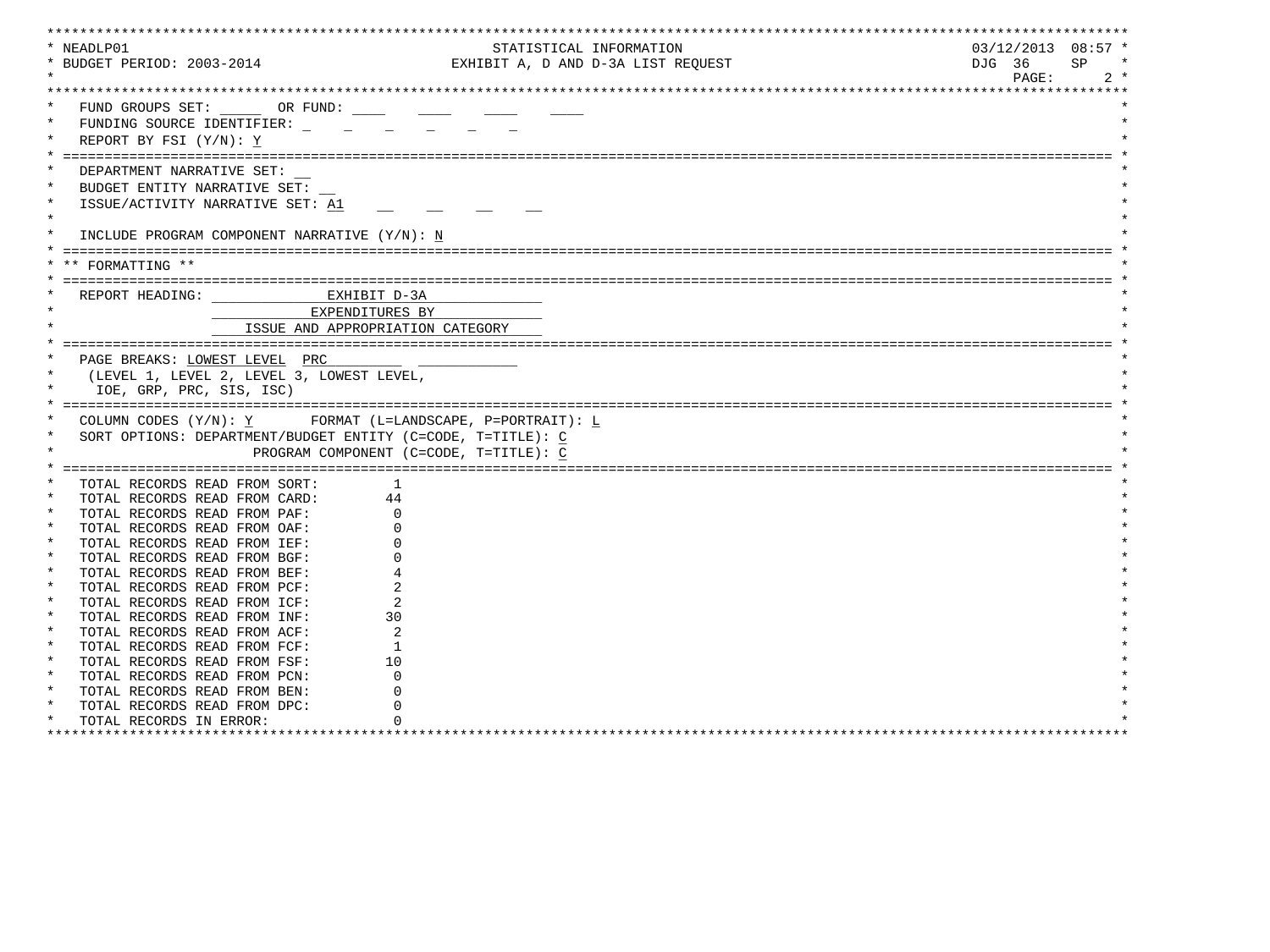NEADLP01 — STATISTICAL INFORMATION — 03/12/2013 08:57

BUDGET PERIOD: 2003-2014 — EXHIBIT A, D AND D-3A LIST REQUEST — DJG 36 SP

FUND GROUPS SET: _____ OR FUND: ____ ____ ____ ____

FUNDING SOURCE IDENTIFIER: _ _ _ _ _ _

REPORT BY FSI (Y/N): Y

---

DEPARTMENT NARRATIVE SET: __

BUDGET ENTITY NARRATIVE SET: __

ISSUE/ACTIVITY NARRATIVE SET: A1 __ __ __ __

INCLUDE PROGRAM COMPONENT NARRATIVE (Y/N): N

---

** FORMATTING **

---

REPORT HEADING: EXHIBIT D-3A
EXPENDITURES BY
ISSUE AND APPROPRIATION CATEGORY

---

PAGE BREAKS: LOWEST LEVEL PRC
(LEVEL 1, LEVEL 2, LEVEL 3, LOWEST LEVEL,
IOE, GRP, PRC, SIS, ISC)

---

COLUMN CODES (Y/N): Y FORMAT (L=LANDSCAPE, P=PORTRAIT): L

SORT OPTIONS: DEPARTMENT/BUDGET ENTITY (C=CODE, T=TITLE): C
PROGRAM COMPONENT (C=CODE, T=TITLE): C

---

| | |
|---|---|
| TOTAL RECORDS READ FROM SORT: | 1 |
| TOTAL RECORDS READ FROM CARD: | 44 |
| TOTAL RECORDS READ FROM PAF: | 0 |
| TOTAL RECORDS READ FROM OAF: | 0 |
| TOTAL RECORDS READ FROM IEF: | 0 |
| TOTAL RECORDS READ FROM BGF: | 0 |
| TOTAL RECORDS READ FROM BEF: | 4 |
| TOTAL RECORDS READ FROM PCF: | 2 |
| TOTAL RECORDS READ FROM ICF: | 2 |
| TOTAL RECORDS READ FROM INF: | 30 |
| TOTAL RECORDS READ FROM ACF: | 2 |
| TOTAL RECORDS READ FROM FCF: | 1 |
| TOTAL RECORDS READ FROM FSF: | 10 |
| TOTAL RECORDS READ FROM PCN: | 0 |
| TOTAL RECORDS READ FROM BEN: | 0 |
| TOTAL RECORDS READ FROM DPC: | 0 |
| TOTAL RECORDS IN ERROR: | 0 |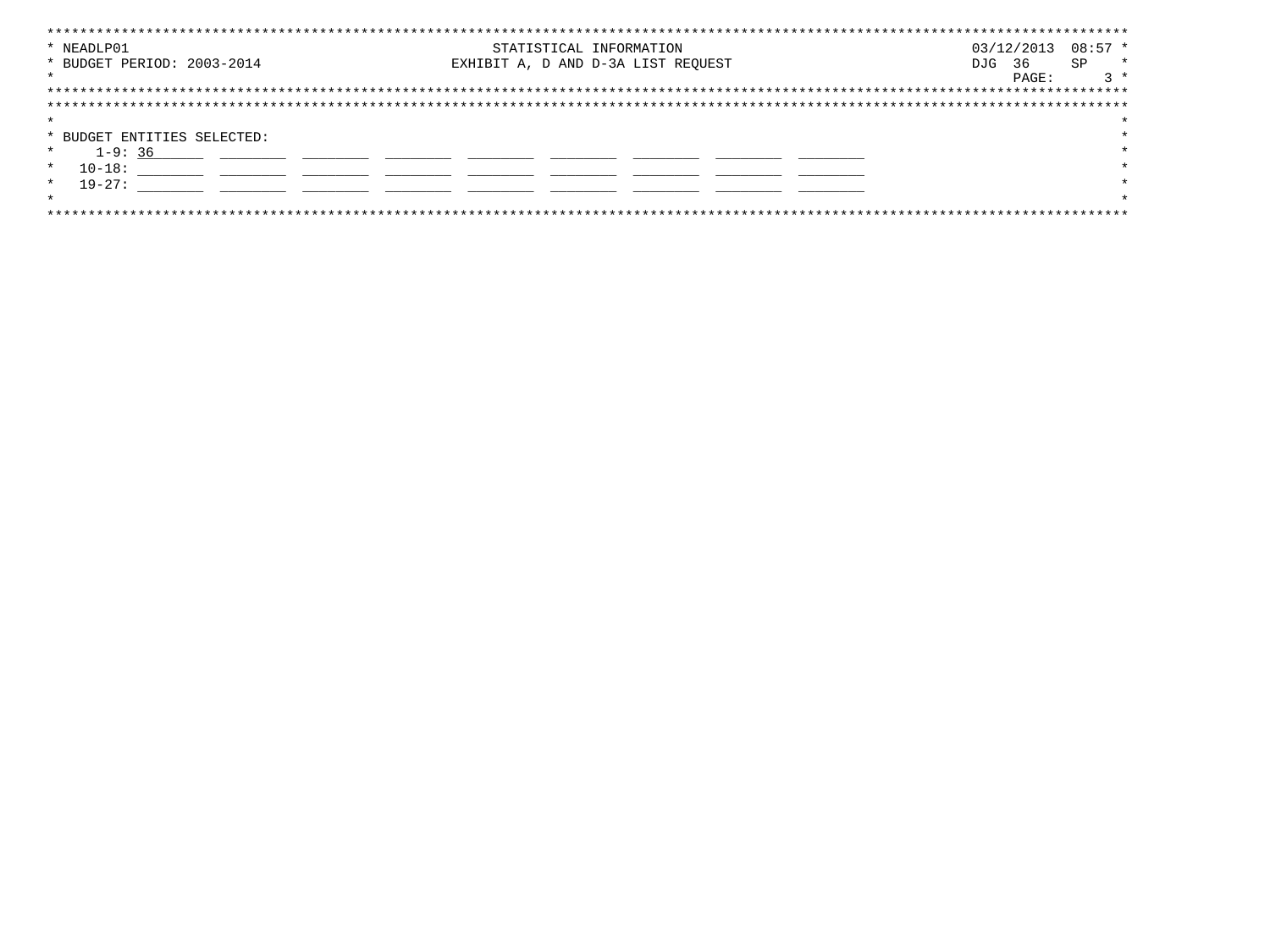NEADLP01 STATISTICAL INFORMATION 03/12/2013 08:57

BUDGET PERIOD: 2003-2014 EXHIBIT A, D AND D-3A LIST REQUEST DJG 36 SP

PAGE: 3

BUDGET ENTITIES SELECTED:

1-9: 36

10-18:

19-27: